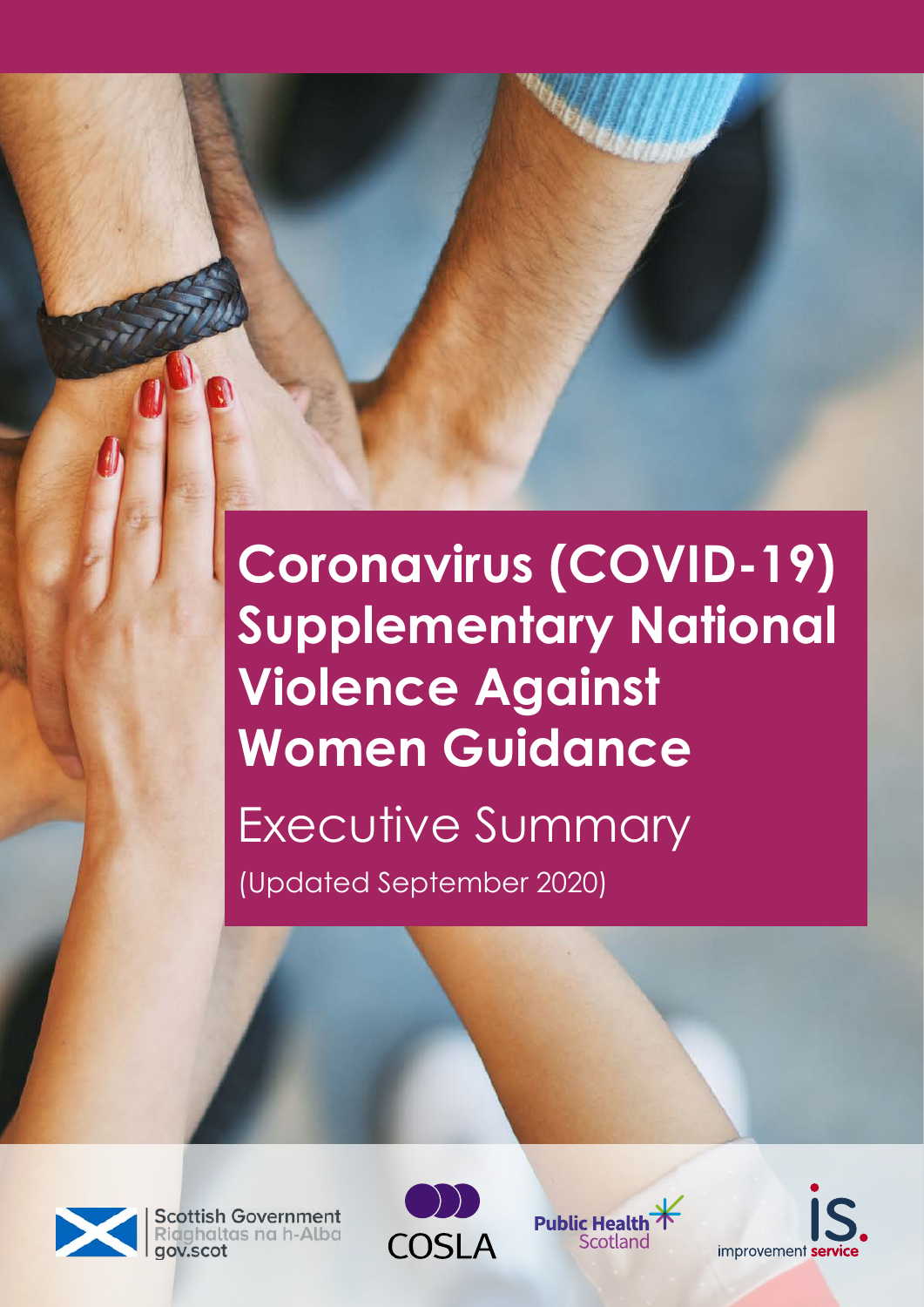# Coronavirus (COVID-19) Supplementary National Violence Against Women Guidance

## Executive Summary

(Updated September 2020)

Scottish Government
Riaghaltas na h-Alba
gov.scot

COSLA

Public Health Scotland

improvement service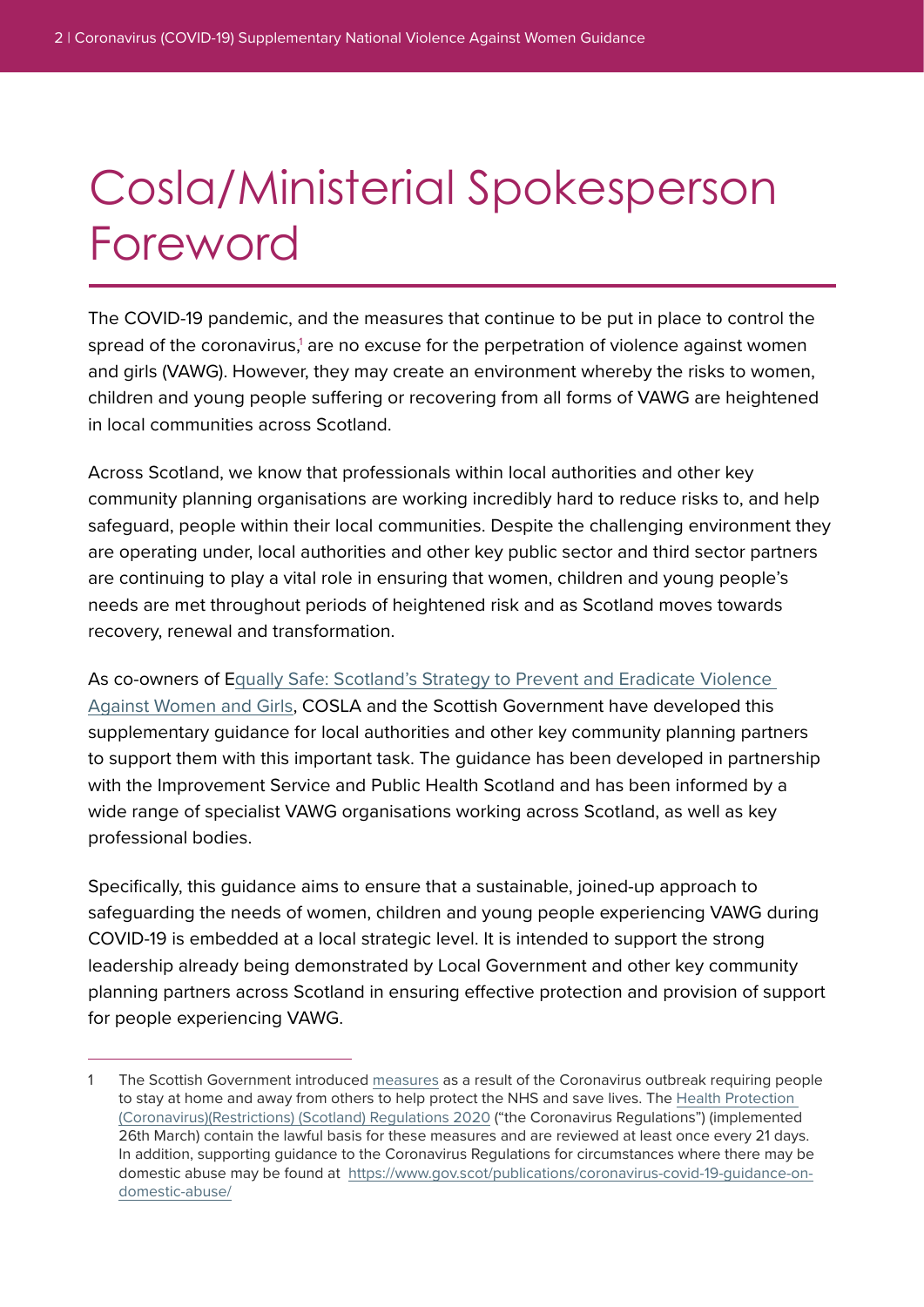# Cosla/Ministerial Spokesperson Foreword

The COVID-19 pandemic, and the measures that continue to be put in place to control the spread of the coronavirus,[1] are no excuse for the perpetration of violence against women and girls (VAWG). However, they may create an environment whereby the risks to women, children and young people suffering or recovering from all forms of VAWG are heightened in local communities across Scotland.

Across Scotland, we know that professionals within local authorities and other key community planning organisations are working incredibly hard to reduce risks to, and help safeguard, people within their local communities. Despite the challenging environment they are operating under, local authorities and other key public sector and third sector partners are continuing to play a vital role in ensuring that women, children and young people's needs are met throughout periods of heightened risk and as Scotland moves towards recovery, renewal and transformation.

As co-owners of Equally Safe: Scotland's Strategy to Prevent and Eradicate Violence Against Women and Girls, COSLA and the Scottish Government have developed this supplementary guidance for local authorities and other key community planning partners to support them with this important task. The guidance has been developed in partnership with the Improvement Service and Public Health Scotland and has been informed by a wide range of specialist VAWG organisations working across Scotland, as well as key professional bodies.

Specifically, this guidance aims to ensure that a sustainable, joined-up approach to safeguarding the needs of women, children and young people experiencing VAWG during COVID-19 is embedded at a local strategic level. It is intended to support the strong leadership already being demonstrated by Local Government and other key community planning partners across Scotland in ensuring effective protection and provision of support for people experiencing VAWG.

---

1 The Scottish Government introduced measures as a result of the Coronavirus outbreak requiring people to stay at home and away from others to help protect the NHS and save lives. The Health Protection (Coronavirus)(Restrictions) (Scotland) Regulations 2020 ("the Coronavirus Regulations") (implemented 26th March) contain the lawful basis for these measures and are reviewed at least once every 21 days. In addition, supporting guidance to the Coronavirus Regulations for circumstances where there may be domestic abuse may be found at https://www.gov.scot/publications/coronavirus-covid-19-guidance-on-domestic-abuse/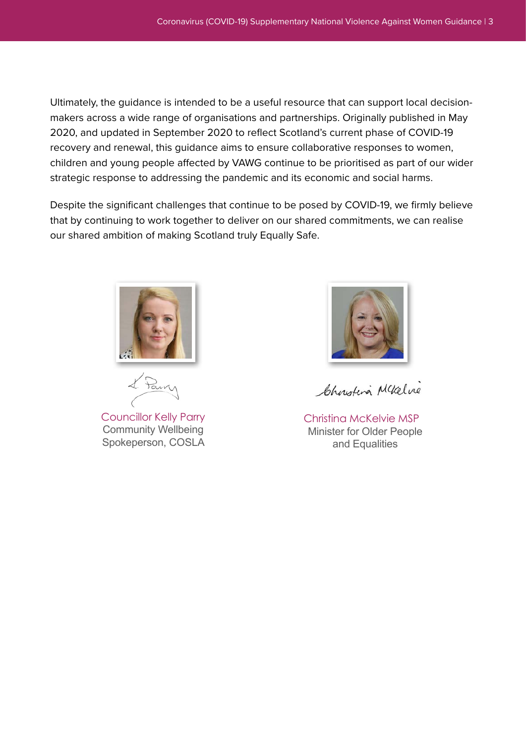Ultimately, the guidance is intended to be a useful resource that can support local decision-makers across a wide range of organisations and partnerships. Originally published in May 2020, and updated in September 2020 to reflect Scotland's current phase of COVID-19 recovery and renewal, this guidance aims to ensure collaborative responses to women, children and young people affected by VAWG continue to be prioritised as part of our wider strategic response to addressing the pandemic and its economic and social harms.

Despite the significant challenges that continue to be posed by COVID-19, we firmly believe that by continuing to work together to deliver on our shared commitments, we can realise our shared ambition of making Scotland truly Equally Safe.

Councillor Kelly Parry
Community Wellbeing
Spokeperson, COSLA

Christina McKelvie MSP
Minister for Older People
and Equalities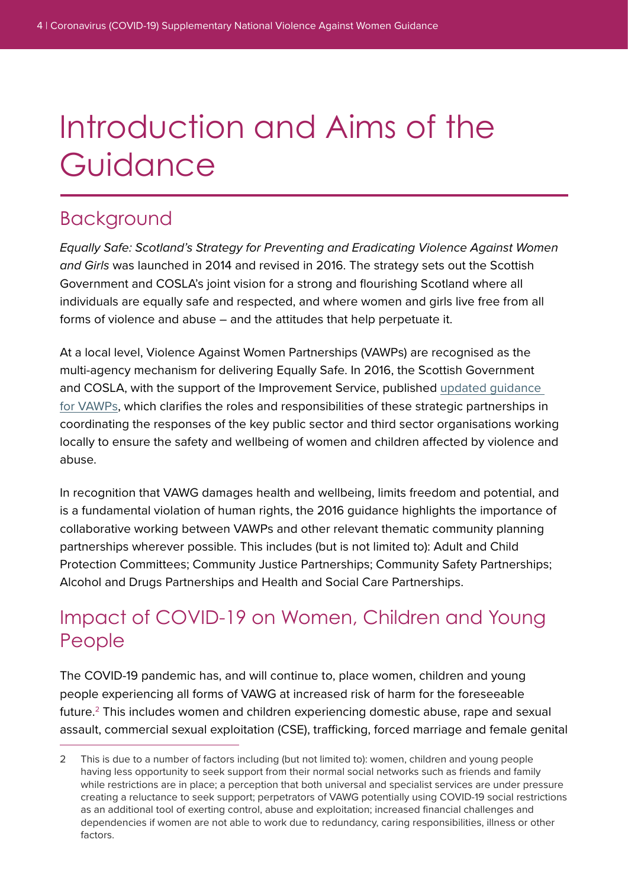# Introduction and Aims of the Guidance

## Background

*Equally Safe: Scotland's Strategy for Preventing and Eradicating Violence Against Women and Girls* was launched in 2014 and revised in 2016. The strategy sets out the Scottish Government and COSLA's joint vision for a strong and flourishing Scotland where all individuals are equally safe and respected, and where women and girls live free from all forms of violence and abuse – and the attitudes that help perpetuate it.

At a local level, Violence Against Women Partnerships (VAWPs) are recognised as the multi-agency mechanism for delivering Equally Safe. In 2016, the Scottish Government and COSLA, with the support of the Improvement Service, published updated guidance for VAWPs, which clarifies the roles and responsibilities of these strategic partnerships in coordinating the responses of the key public sector and third sector organisations working locally to ensure the safety and wellbeing of women and children affected by violence and abuse.

In recognition that VAWG damages health and wellbeing, limits freedom and potential, and is a fundamental violation of human rights, the 2016 guidance highlights the importance of collaborative working between VAWPs and other relevant thematic community planning partnerships wherever possible. This includes (but is not limited to): Adult and Child Protection Committees; Community Justice Partnerships; Community Safety Partnerships; Alcohol and Drugs Partnerships and Health and Social Care Partnerships.

## Impact of COVID-19 on Women, Children and Young People

The COVID-19 pandemic has, and will continue to, place women, children and young people experiencing all forms of VAWG at increased risk of harm for the foreseeable future.[2] This includes women and children experiencing domestic abuse, rape and sexual assault, commercial sexual exploitation (CSE), trafficking, forced marriage and female genital

2 This is due to a number of factors including (but not limited to): women, children and young people having less opportunity to seek support from their normal social networks such as friends and family while restrictions are in place; a perception that both universal and specialist services are under pressure creating a reluctance to seek support; perpetrators of VAWG potentially using COVID-19 social restrictions as an additional tool of exerting control, abuse and exploitation; increased financial challenges and dependencies if women are not able to work due to redundancy, caring responsibilities, illness or other factors.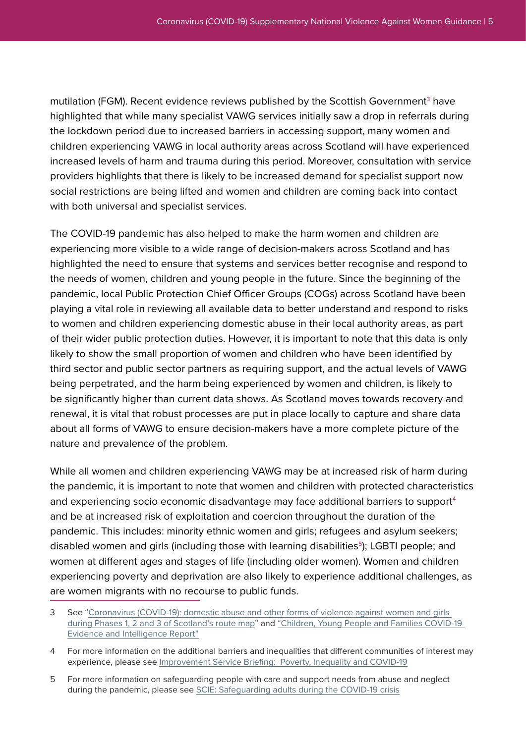mutilation (FGM). Recent evidence reviews published by the Scottish Government[3] have highlighted that while many specialist VAWG services initially saw a drop in referrals during the lockdown period due to increased barriers in accessing support, many women and children experiencing VAWG in local authority areas across Scotland will have experienced increased levels of harm and trauma during this period. Moreover, consultation with service providers highlights that there is likely to be increased demand for specialist support now social restrictions are being lifted and women and children are coming back into contact with both universal and specialist services.

The COVID-19 pandemic has also helped to make the harm women and children are experiencing more visible to a wide range of decision-makers across Scotland and has highlighted the need to ensure that systems and services better recognise and respond to the needs of women, children and young people in the future. Since the beginning of the pandemic, local Public Protection Chief Officer Groups (COGs) across Scotland have been playing a vital role in reviewing all available data to better understand and respond to risks to women and children experiencing domestic abuse in their local authority areas, as part of their wider public protection duties. However, it is important to note that this data is only likely to show the small proportion of women and children who have been identified by third sector and public sector partners as requiring support, and the actual levels of VAWG being perpetrated, and the harm being experienced by women and children, is likely to be significantly higher than current data shows. As Scotland moves towards recovery and renewal, it is vital that robust processes are put in place locally to capture and share data about all forms of VAWG to ensure decision-makers have a more complete picture of the nature and prevalence of the problem.

While all women and children experiencing VAWG may be at increased risk of harm during the pandemic, it is important to note that women and children with protected characteristics and experiencing socio economic disadvantage may face additional barriers to support[4] and be at increased risk of exploitation and coercion throughout the duration of the pandemic. This includes: minority ethnic women and girls; refugees and asylum seekers; disabled women and girls (including those with learning disabilities[5]); LGBTI people; and women at different ages and stages of life (including older women). Women and children experiencing poverty and deprivation are also likely to experience additional challenges, as are women migrants with no recourse to public funds.

---

3 See "Coronavirus (COVID-19): domestic abuse and other forms of violence against women and girls during Phases 1, 2 and 3 of Scotland's route map" and "Children, Young People and Families COVID-19 Evidence and Intelligence Report"

4 For more information on the additional barriers and inequalities that different communities of interest may experience, please see Improvement Service Briefing: Poverty, Inequality and COVID-19

5 For more information on safeguarding people with care and support needs from abuse and neglect during the pandemic, please see SCIE: Safeguarding adults during the COVID-19 crisis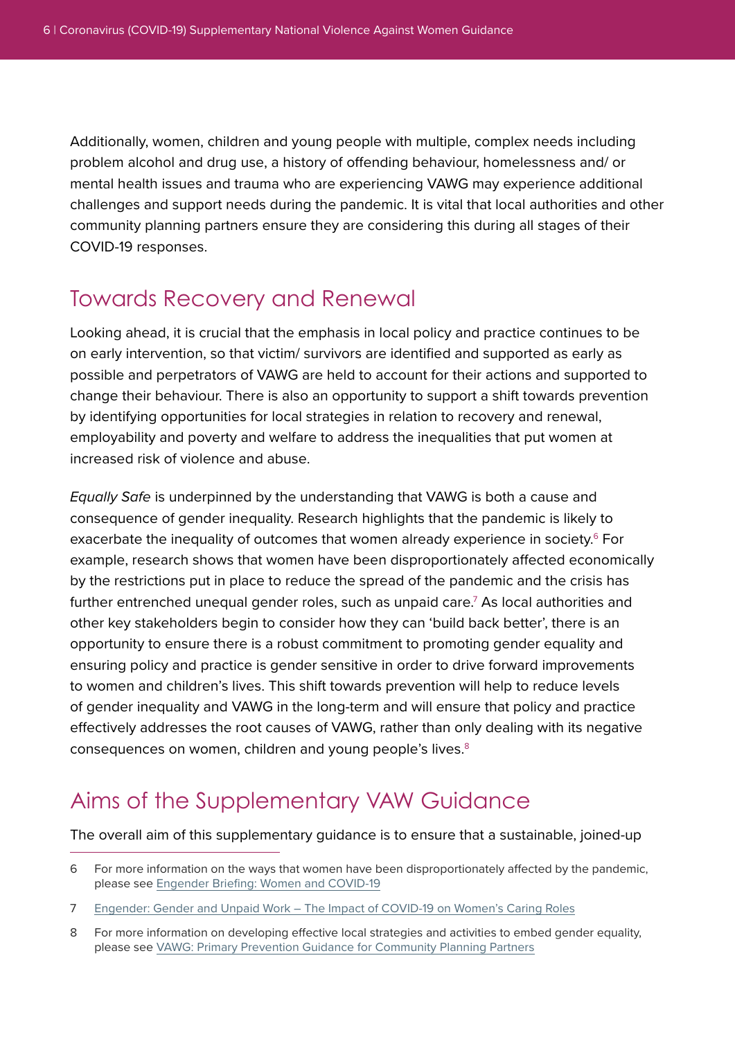Additionally, women, children and young people with multiple, complex needs including problem alcohol and drug use, a history of offending behaviour, homelessness and/ or mental health issues and trauma who are experiencing VAWG may experience additional challenges and support needs during the pandemic. It is vital that local authorities and other community planning partners ensure they are considering this during all stages of their COVID-19 responses.

## Towards Recovery and Renewal

Looking ahead, it is crucial that the emphasis in local policy and practice continues to be on early intervention, so that victim/ survivors are identified and supported as early as possible and perpetrators of VAWG are held to account for their actions and supported to change their behaviour. There is also an opportunity to support a shift towards prevention by identifying opportunities for local strategies in relation to recovery and renewal, employability and poverty and welfare to address the inequalities that put women at increased risk of violence and abuse.

*Equally Safe* is underpinned by the understanding that VAWG is both a cause and consequence of gender inequality. Research highlights that the pandemic is likely to exacerbate the inequality of outcomes that women already experience in society.[6] For example, research shows that women have been disproportionately affected economically by the restrictions put in place to reduce the spread of the pandemic and the crisis has further entrenched unequal gender roles, such as unpaid care.[7] As local authorities and other key stakeholders begin to consider how they can 'build back better', there is an opportunity to ensure there is a robust commitment to promoting gender equality and ensuring policy and practice is gender sensitive in order to drive forward improvements to women and children's lives. This shift towards prevention will help to reduce levels of gender inequality and VAWG in the long-term and will ensure that policy and practice effectively addresses the root causes of VAWG, rather than only dealing with its negative consequences on women, children and young people's lives.[8]

## Aims of the Supplementary VAW Guidance

The overall aim of this supplementary guidance is to ensure that a sustainable, joined-up

---

6 For more information on the ways that women have been disproportionately affected by the pandemic, please see Engender Briefing: Women and COVID-19

7 Engender: Gender and Unpaid Work – The Impact of COVID-19 on Women's Caring Roles

8 For more information on developing effective local strategies and activities to embed gender equality, please see VAWG: Primary Prevention Guidance for Community Planning Partners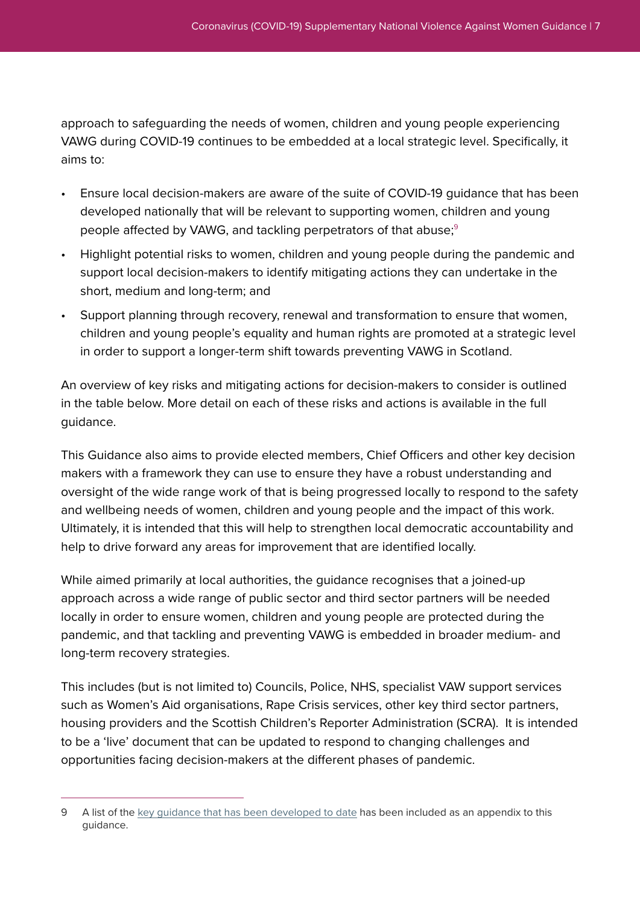approach to safeguarding the needs of women, children and young people experiencing VAWG during COVID-19 continues to be embedded at a local strategic level. Specifically, it aims to:

- Ensure local decision-makers are aware of the suite of COVID-19 guidance that has been developed nationally that will be relevant to supporting women, children and young people affected by VAWG, and tackling perpetrators of that abuse;[9]
- Highlight potential risks to women, children and young people during the pandemic and support local decision-makers to identify mitigating actions they can undertake in the short, medium and long-term; and
- Support planning through recovery, renewal and transformation to ensure that women, children and young people's equality and human rights are promoted at a strategic level in order to support a longer-term shift towards preventing VAWG in Scotland.

An overview of key risks and mitigating actions for decision-makers to consider is outlined in the table below. More detail on each of these risks and actions is available in the full guidance.

This Guidance also aims to provide elected members, Chief Officers and other key decision makers with a framework they can use to ensure they have a robust understanding and oversight of the wide range work of that is being progressed locally to respond to the safety and wellbeing needs of women, children and young people and the impact of this work. Ultimately, it is intended that this will help to strengthen local democratic accountability and help to drive forward any areas for improvement that are identified locally.

While aimed primarily at local authorities, the guidance recognises that a joined-up approach across a wide range of public sector and third sector partners will be needed locally in order to ensure women, children and young people are protected during the pandemic, and that tackling and preventing VAWG is embedded in broader medium- and long-term recovery strategies.

This includes (but is not limited to) Councils, Police, NHS, specialist VAW support services such as Women's Aid organisations, Rape Crisis services, other key third sector partners, housing providers and the Scottish Children's Reporter Administration (SCRA). It is intended to be a 'live' document that can be updated to respond to changing challenges and opportunities facing decision-makers at the different phases of pandemic.

---

9 A list of the key guidance that has been developed to date has been included as an appendix to this guidance.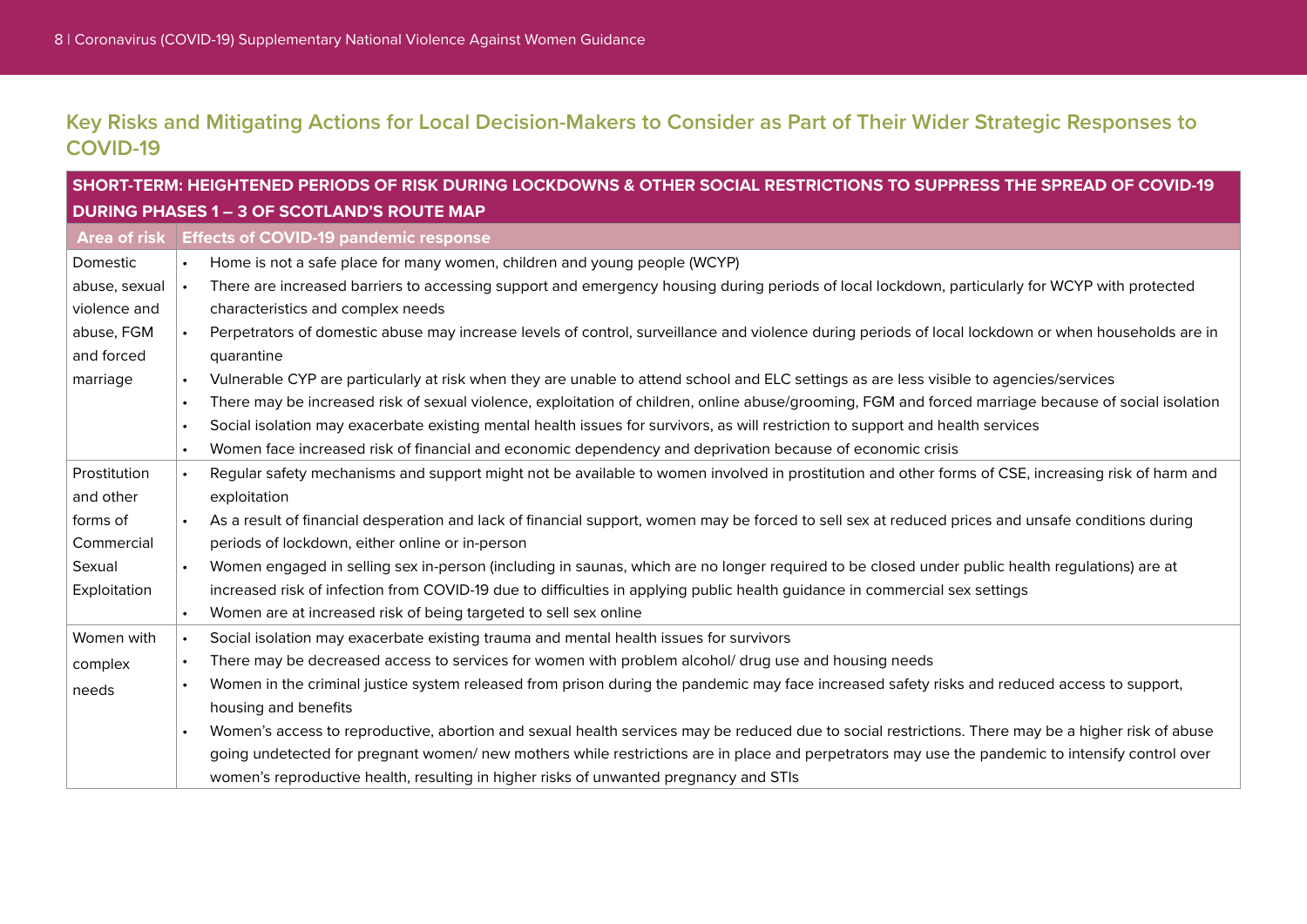## Key Risks and Mitigating Actions for Local Decision-Makers to Consider as Part of Their Wider Strategic Responses to COVID-19

| SHORT-TERM: HEIGHTENED PERIODS OF RISK DURING LOCKDOWNS & OTHER SOCIAL RESTRICTIONS TO SUPPRESS THE SPREAD OF COVID-19 DURING PHASES 1 – 3 OF SCOTLAND'S ROUTE MAP | |
|---|---|
| **Area of risk** | **Effects of COVID-19 pandemic response** |
| Domestic abuse, sexual violence and abuse, FGM and forced marriage | • Home is not a safe place for many women, children and young people (WCYP)<br>• There are increased barriers to accessing support and emergency housing during periods of local lockdown, particularly for WCYP with protected characteristics and complex needs<br>• Perpetrators of domestic abuse may increase levels of control, surveillance and violence during periods of local lockdown or when households are in quarantine<br>• Vulnerable CYP are particularly at risk when they are unable to attend school and ELC settings as are less visible to agencies/services<br>• There may be increased risk of sexual violence, exploitation of children, online abuse/grooming, FGM and forced marriage because of social isolation<br>• Social isolation may exacerbate existing mental health issues for survivors, as will restriction to support and health services<br>• Women face increased risk of financial and economic dependency and deprivation because of economic crisis |
| Prostitution and other forms of Commercial Sexual Exploitation | • Regular safety mechanisms and support might not be available to women involved in prostitution and other forms of CSE, increasing risk of harm and exploitation<br>• As a result of financial desperation and lack of financial support, women may be forced to sell sex at reduced prices and unsafe conditions during periods of lockdown, either online or in-person<br>• Women engaged in selling sex in-person (including in saunas, which are no longer required to be closed under public health regulations) are at increased risk of infection from COVID-19 due to difficulties in applying public health guidance in commercial sex settings<br>• Women are at increased risk of being targeted to sell sex online |
| Women with complex needs | • Social isolation may exacerbate existing trauma and mental health issues for survivors<br>• There may be decreased access to services for women with problem alcohol/ drug use and housing needs<br>• Women in the criminal justice system released from prison during the pandemic may face increased safety risks and reduced access to support, housing and benefits<br>• Women's access to reproductive, abortion and sexual health services may be reduced due to social restrictions. There may be a higher risk of abuse going undetected for pregnant women/ new mothers while restrictions are in place and perpetrators may use the pandemic to intensify control over women's reproductive health, resulting in higher risks of unwanted pregnancy and STIs |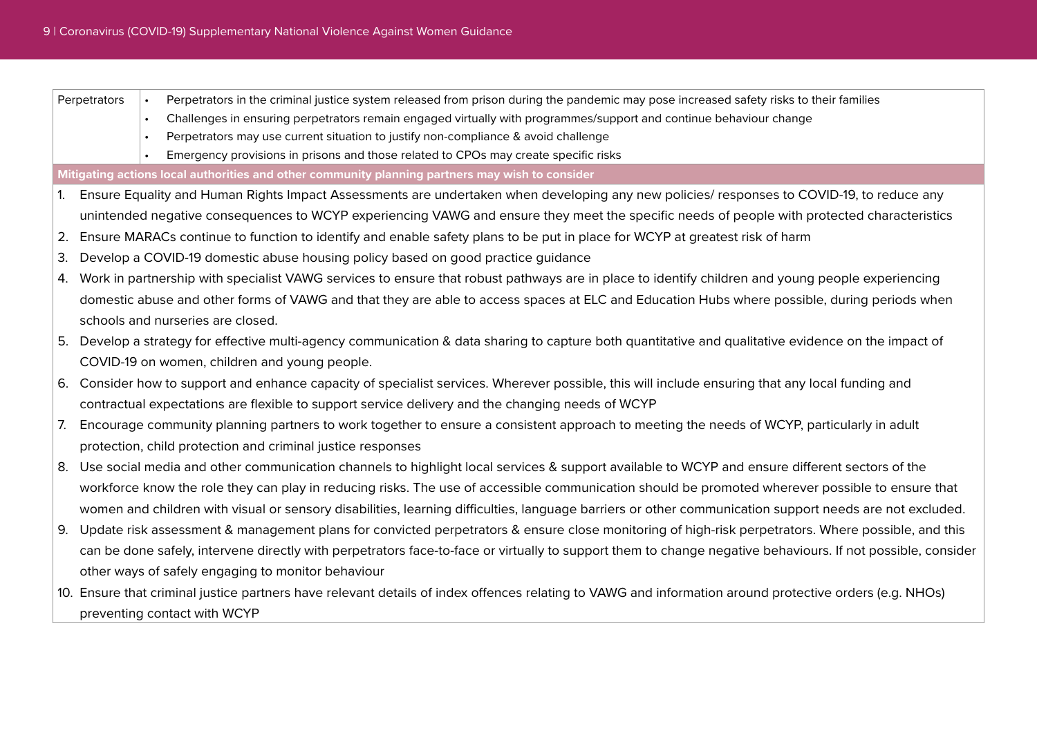| Perpetrators | • Perpetrators in the criminal justice system released from prison during the pandemic may pose increased safety risks to their families<br>• Challenges in ensuring perpetrators remain engaged virtually with programmes/support and continue behaviour change<br>• Perpetrators may use current situation to justify non-compliance & avoid challenge<br>• Emergency provisions in prisons and those related to CPOs may create specific risks |
|---|---|

**Mitigating actions local authorities and other community planning partners may wish to consider**

1. Ensure Equality and Human Rights Impact Assessments are undertaken when developing any new policies/ responses to COVID-19, to reduce any unintended negative consequences to WCYP experiencing VAWG and ensure they meet the specific needs of people with protected characteristics
2. Ensure MARACs continue to function to identify and enable safety plans to be put in place for WCYP at greatest risk of harm
3. Develop a COVID-19 domestic abuse housing policy based on good practice guidance
4. Work in partnership with specialist VAWG services to ensure that robust pathways are in place to identify children and young people experiencing domestic abuse and other forms of VAWG and that they are able to access spaces at ELC and Education Hubs where possible, during periods when schools and nurseries are closed.
5. Develop a strategy for effective multi-agency communication & data sharing to capture both quantitative and qualitative evidence on the impact of COVID-19 on women, children and young people.
6. Consider how to support and enhance capacity of specialist services. Wherever possible, this will include ensuring that any local funding and contractual expectations are flexible to support service delivery and the changing needs of WCYP
7. Encourage community planning partners to work together to ensure a consistent approach to meeting the needs of WCYP, particularly in adult protection, child protection and criminal justice responses
8. Use social media and other communication channels to highlight local services & support available to WCYP and ensure different sectors of the workforce know the role they can play in reducing risks. The use of accessible communication should be promoted wherever possible to ensure that women and children with visual or sensory disabilities, learning difficulties, language barriers or other communication support needs are not excluded.
9. Update risk assessment & management plans for convicted perpetrators & ensure close monitoring of high-risk perpetrators. Where possible, and this can be done safely, intervene directly with perpetrators face-to-face or virtually to support them to change negative behaviours. If not possible, consider other ways of safely engaging to monitor behaviour
10. Ensure that criminal justice partners have relevant details of index offences relating to VAWG and information around protective orders (e.g. NHOs) preventing contact with WCYP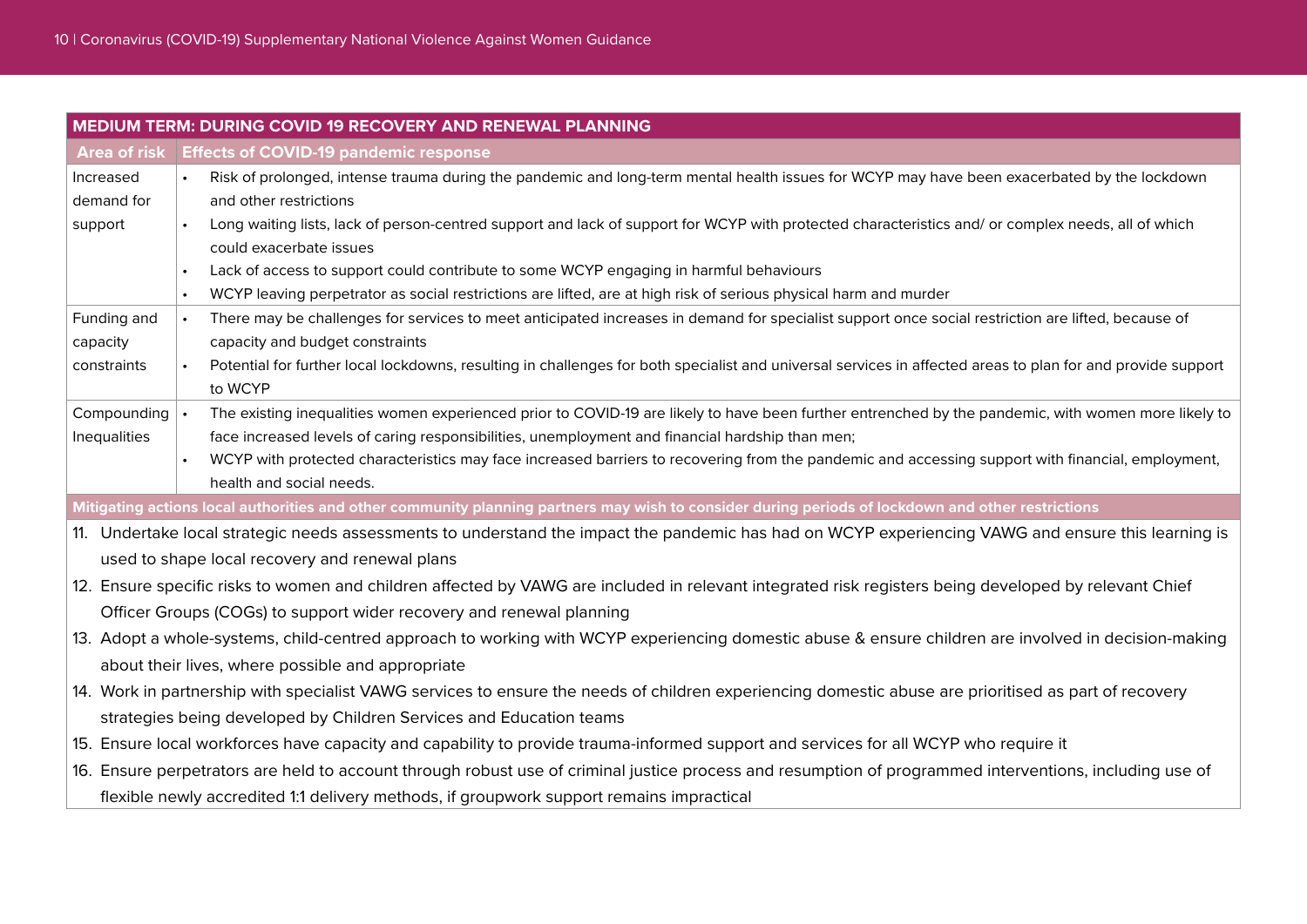| MEDIUM TERM: DURING COVID 19 RECOVERY AND RENEWAL PLANNING | |
|---|---|
| **Area of risk** | **Effects of COVID-19 pandemic response** |
| Increased demand for support | • Risk of prolonged, intense trauma during the pandemic and long-term mental health issues for WCYP may have been exacerbated by the lockdown and other restrictions<br>• Long waiting lists, lack of person-centred support and lack of support for WCYP with protected characteristics and/ or complex needs, all of which could exacerbate issues<br>• Lack of access to support could contribute to some WCYP engaging in harmful behaviours<br>• WCYP leaving perpetrator as social restrictions are lifted, are at high risk of serious physical harm and murder |
| Funding and capacity constraints | • There may be challenges for services to meet anticipated increases in demand for specialist support once social restriction are lifted, because of capacity and budget constraints<br>• Potential for further local lockdowns, resulting in challenges for both specialist and universal services in affected areas to plan for and provide support to WCYP |
| Compounding Inequalities | • The existing inequalities women experienced prior to COVID-19 are likely to have been further entrenched by the pandemic, with women more likely to face increased levels of caring responsibilities, unemployment and financial hardship than men;<br>• WCYP with protected characteristics may face increased barriers to recovering from the pandemic and accessing support with financial, employment, health and social needs. |

**Mitigating actions local authorities and other community planning partners may wish to consider during periods of lockdown and other restrictions**

11. Undertake local strategic needs assessments to understand the impact the pandemic has had on WCYP experiencing VAWG and ensure this learning is used to shape local recovery and renewal plans
12. Ensure specific risks to women and children affected by VAWG are included in relevant integrated risk registers being developed by relevant Chief Officer Groups (COGs) to support wider recovery and renewal planning
13. Adopt a whole-systems, child-centred approach to working with WCYP experiencing domestic abuse & ensure children are involved in decision-making about their lives, where possible and appropriate
14. Work in partnership with specialist VAWG services to ensure the needs of children experiencing domestic abuse are prioritised as part of recovery strategies being developed by Children Services and Education teams
15. Ensure local workforces have capacity and capability to provide trauma-informed support and services for all WCYP who require it
16. Ensure perpetrators are held to account through robust use of criminal justice process and resumption of programmed interventions, including use of flexible newly accredited 1:1 delivery methods, if groupwork support remains impractical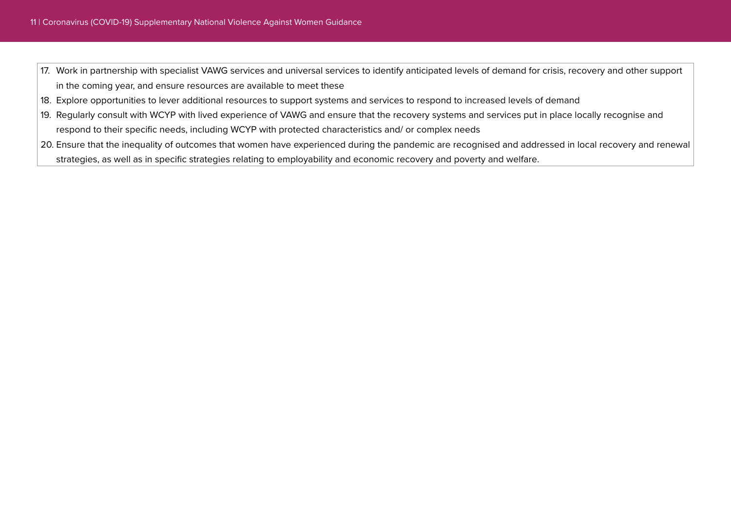17. Work in partnership with specialist VAWG services and universal services to identify anticipated levels of demand for crisis, recovery and other support in the coming year, and ensure resources are available to meet these
18. Explore opportunities to lever additional resources to support systems and services to respond to increased levels of demand
19. Regularly consult with WCYP with lived experience of VAWG and ensure that the recovery systems and services put in place locally recognise and respond to their specific needs, including WCYP with protected characteristics and/ or complex needs
20. Ensure that the inequality of outcomes that women have experienced during the pandemic are recognised and addressed in local recovery and renewal strategies, as well as in specific strategies relating to employability and economic recovery and poverty and welfare.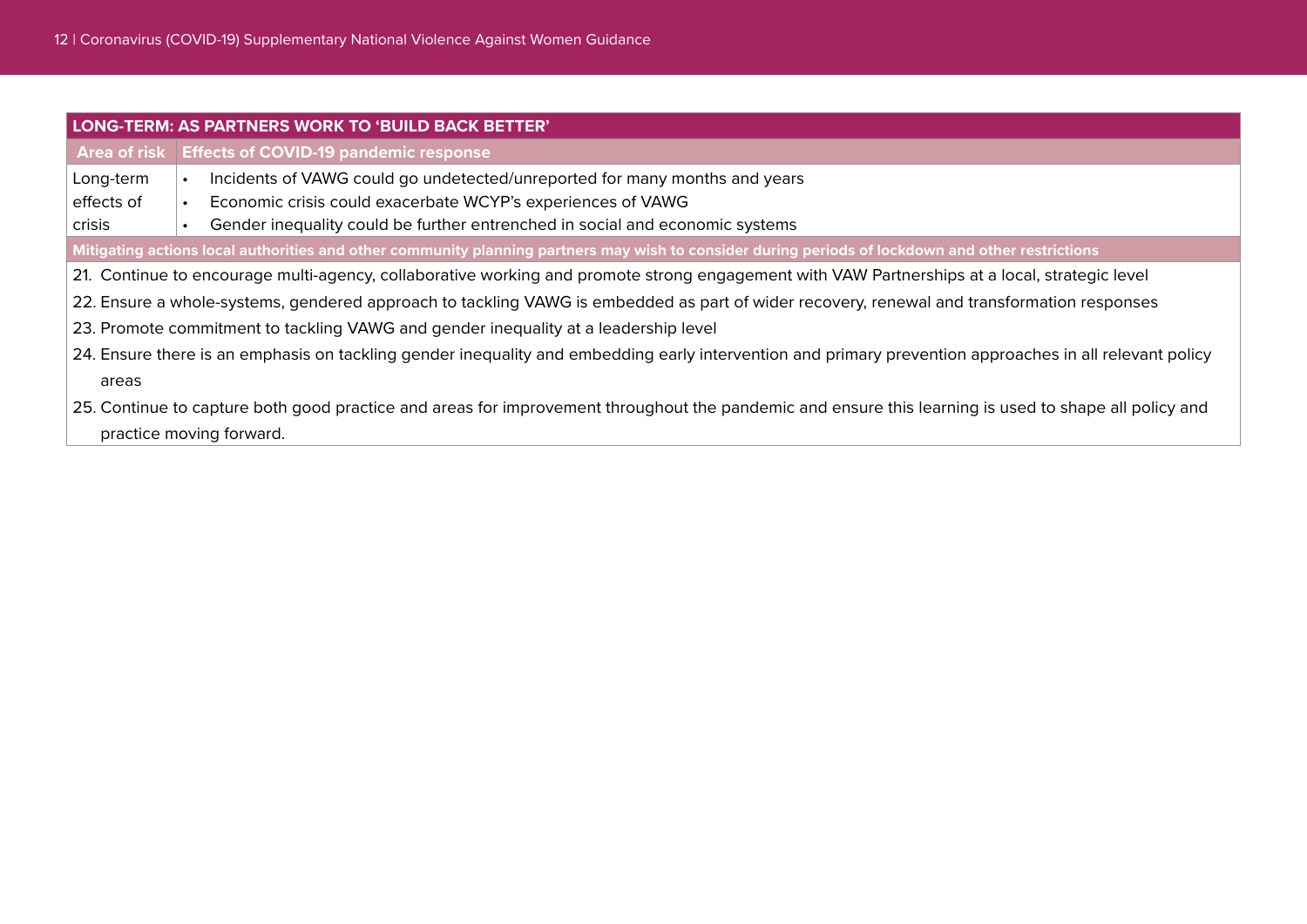| LONG-TERM: AS PARTNERS WORK TO 'BUILD BACK BETTER' | |
|---|---|
| **Area of risk** | **Effects of COVID-19 pandemic response** |
| Long-term effects of crisis | • Incidents of VAWG could go undetected/unreported for many months and years<br>• Economic crisis could exacerbate WCYP's experiences of VAWG<br>• Gender inequality could be further entrenched in social and economic systems |
| **Mitigating actions local authorities and other community planning partners may wish to consider during periods of lockdown and other restrictions** | |
| 21. Continue to encourage multi-agency, collaborative working and promote strong engagement with VAW Partnerships at a local, strategic level<br>22. Ensure a whole-systems, gendered approach to tackling VAWG is embedded as part of wider recovery, renewal and transformation responses<br>23. Promote commitment to tackling VAWG and gender inequality at a leadership level<br>24. Ensure there is an emphasis on tackling gender inequality and embedding early intervention and primary prevention approaches in all relevant policy areas<br>25. Continue to capture both good practice and areas for improvement throughout the pandemic and ensure this learning is used to shape all policy and practice moving forward. | |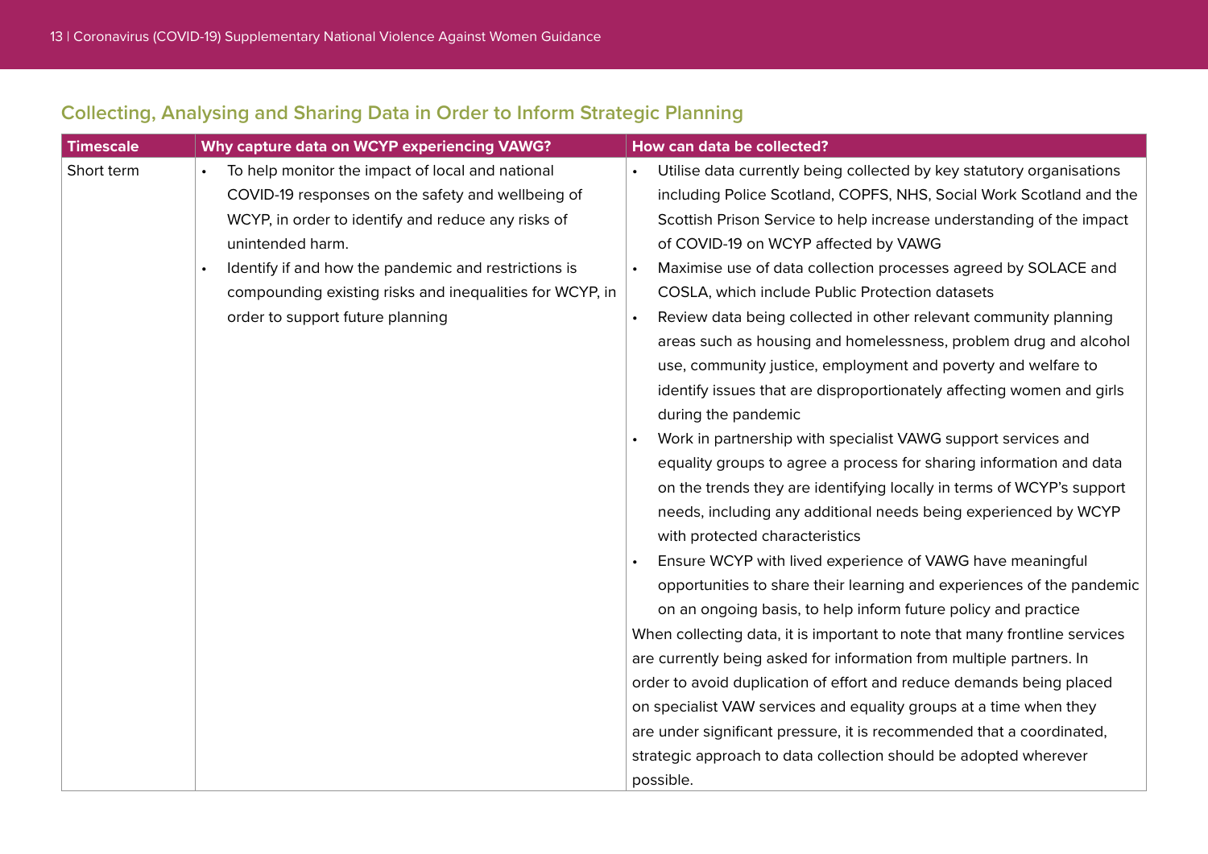## Collecting, Analysing and Sharing Data in Order to Inform Strategic Planning

| Timescale | Why capture data on WCYP experiencing VAWG? | How can data be collected? |
| --- | --- | --- |
| Short term | • To help monitor the impact of local and national COVID-19 responses on the safety and wellbeing of WCYP, in order to identify and reduce any risks of unintended harm.<br>• Identify if and how the pandemic and restrictions is compounding existing risks and inequalities for WCYP, in order to support future planning | • Utilise data currently being collected by key statutory organisations including Police Scotland, COPFS, NHS, Social Work Scotland and the Scottish Prison Service to help increase understanding of the impact of COVID-19 on WCYP affected by VAWG<br>• Maximise use of data collection processes agreed by SOLACE and COSLA, which include Public Protection datasets<br>• Review data being collected in other relevant community planning areas such as housing and homelessness, problem drug and alcohol use, community justice, employment and poverty and welfare to identify issues that are disproportionately affecting women and girls during the pandemic<br>• Work in partnership with specialist VAWG support services and equality groups to agree a process for sharing information and data on the trends they are identifying locally in terms of WCYP's support needs, including any additional needs being experienced by WCYP with protected characteristics<br>• Ensure WCYP with lived experience of VAWG have meaningful opportunities to share their learning and experiences of the pandemic on an ongoing basis, to help inform future policy and practice<br>When collecting data, it is important to note that many frontline services are currently being asked for information from multiple partners. In order to avoid duplication of effort and reduce demands being placed on specialist VAW services and equality groups at a time when they are under significant pressure, it is recommended that a coordinated, strategic approach to data collection should be adopted wherever possible. |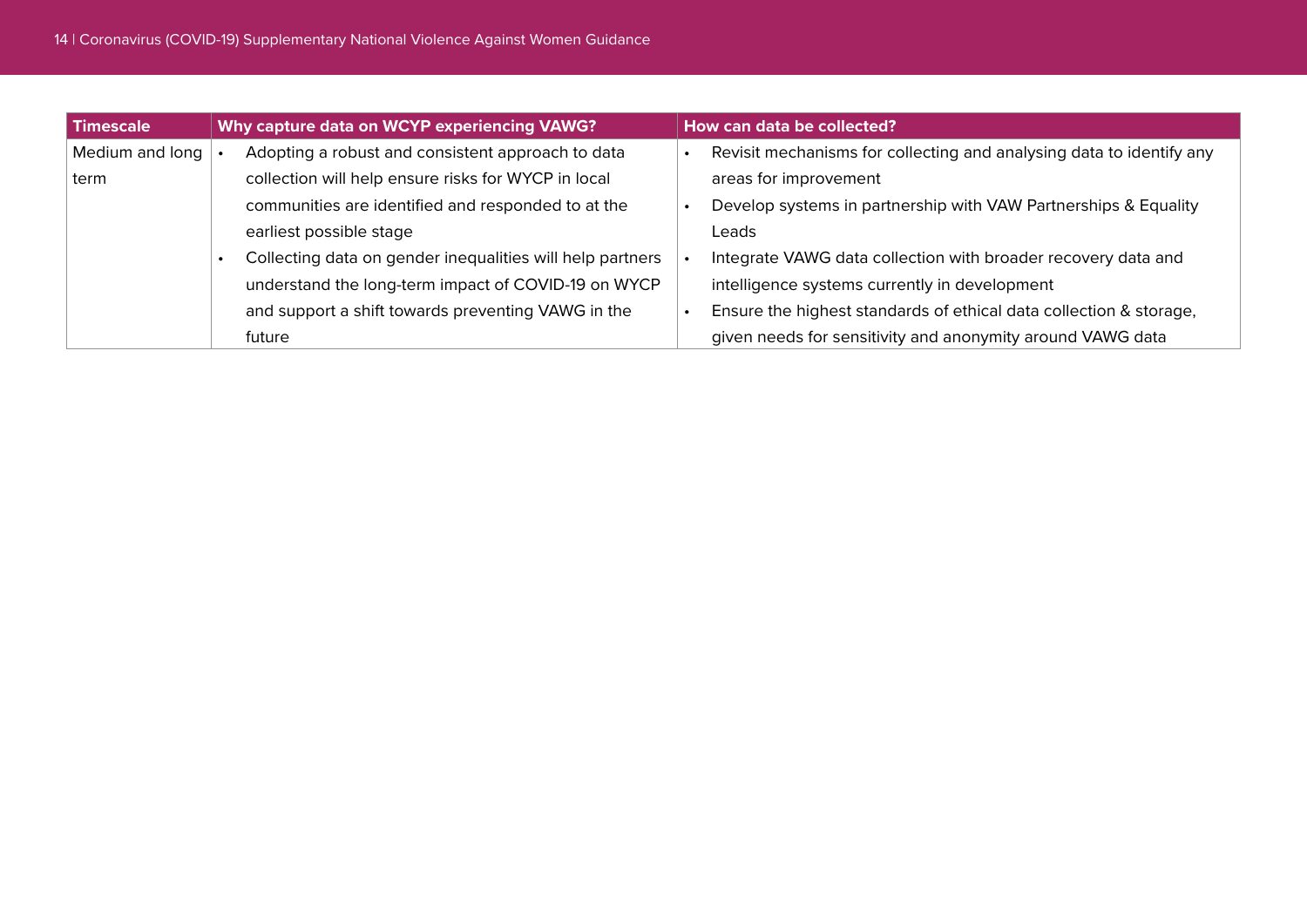| Timescale | Why capture data on WCYP experiencing VAWG? | How can data be collected? |
|---|---|---|
| Medium and long term | • Adopting a robust and consistent approach to data collection will help ensure risks for WYCP in local communities are identified and responded to at the earliest possible stage<br>• Collecting data on gender inequalities will help partners understand the long-term impact of COVID-19 on WYCP and support a shift towards preventing VAWG in the future | • Revisit mechanisms for collecting and analysing data to identify any areas for improvement<br>• Develop systems in partnership with VAW Partnerships & Equality Leads<br>• Integrate VAWG data collection with broader recovery data and intelligence systems currently in development<br>• Ensure the highest standards of ethical data collection & storage, given needs for sensitivity and anonymity around VAWG data |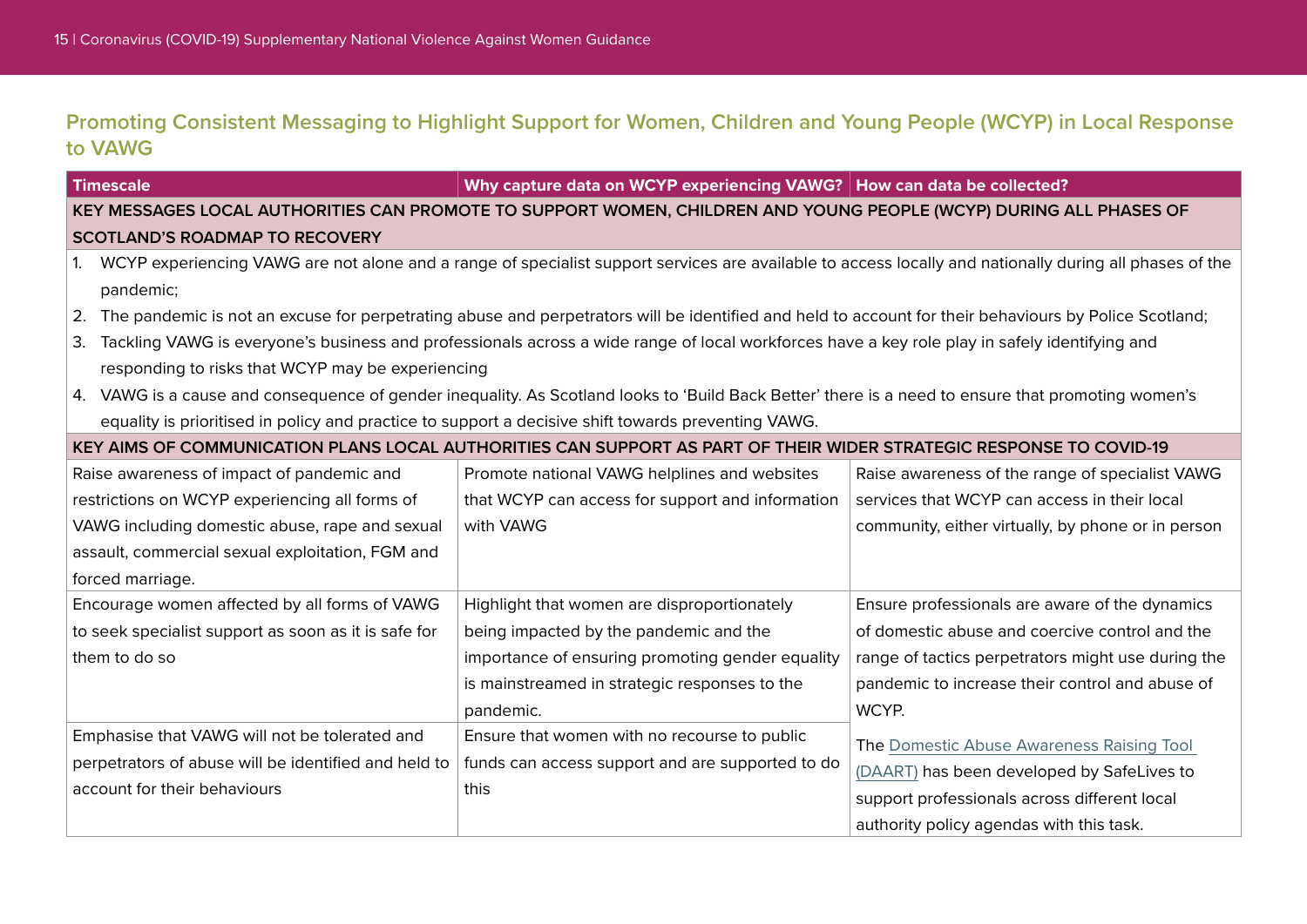## Promoting Consistent Messaging to Highlight Support for Women, Children and Young People (WCYP) in Local Response to VAWG

| Timescale | Why capture data on WCYP experiencing VAWG? | How can data be collected? |
|---|---|---|
| **KEY MESSAGES LOCAL AUTHORITIES CAN PROMOTE TO SUPPORT WOMEN, CHILDREN AND YOUNG PEOPLE (WCYP) DURING ALL PHASES OF SCOTLAND'S ROADMAP TO RECOVERY** | | |
| 1. WCYP experiencing VAWG are not alone and a range of specialist support services are available to access locally and nationally during all phases of the pandemic;<br>2. The pandemic is not an excuse for perpetrating abuse and perpetrators will be identified and held to account for their behaviours by Police Scotland;<br>3. Tackling VAWG is everyone's business and professionals across a wide range of local workforces have a key role play in safely identifying and responding to risks that WCYP may be experiencing<br>4. VAWG is a cause and consequence of gender inequality. As Scotland looks to 'Build Back Better' there is a need to ensure that promoting women's equality is prioritised in policy and practice to support a decisive shift towards preventing VAWG. | | |
| **KEY AIMS OF COMMUNICATION PLANS LOCAL AUTHORITIES CAN SUPPORT AS PART OF THEIR WIDER STRATEGIC RESPONSE TO COVID-19** | | |
| Raise awareness of impact of pandemic and restrictions on WCYP experiencing all forms of VAWG including domestic abuse, rape and sexual assault, commercial sexual exploitation, FGM and forced marriage. | Promote national VAWG helplines and websites that WCYP can access for support and information with VAWG | Raise awareness of the range of specialist VAWG services that WCYP can access in their local community, either virtually, by phone or in person |
| Encourage women affected by all forms of VAWG to seek specialist support as soon as it is safe for them to do so | Highlight that women are disproportionately being impacted by the pandemic and the importance of ensuring promoting gender equality is mainstreamed in strategic responses to the pandemic. | Ensure professionals are aware of the dynamics of domestic abuse and coercive control and the range of tactics perpetrators might use during the pandemic to increase their control and abuse of WCYP.<br><br>The Domestic Abuse Awareness Raising Tool (DAART) has been developed by SafeLives to support professionals across different local authority policy agendas with this task. |
| Emphasise that VAWG will not be tolerated and perpetrators of abuse will be identified and held to account for their behaviours | Ensure that women with no recourse to public funds can access support and are supported to do this | |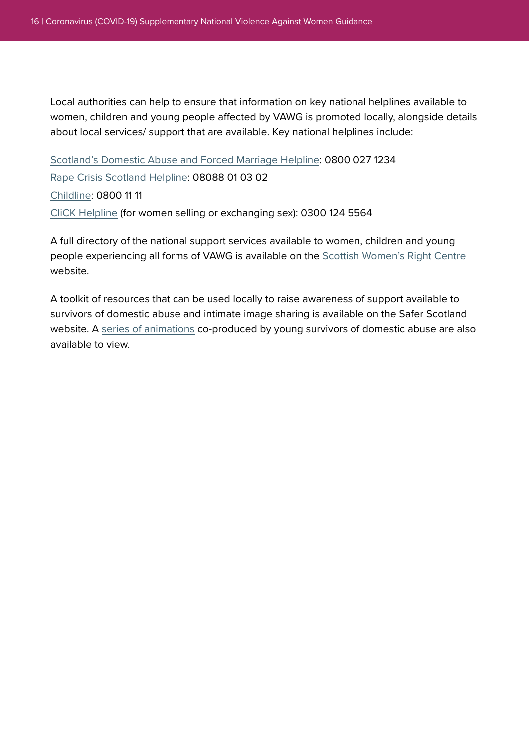Local authorities can help to ensure that information on key national helplines available to women, children and young people affected by VAWG is promoted locally, alongside details about local services/ support that are available. Key national helplines include:

Scotland's Domestic Abuse and Forced Marriage Helpline: 0800 027 1234

Rape Crisis Scotland Helpline: 08088 01 03 02

Childline: 0800 11 11

CliCK Helpline (for women selling or exchanging sex): 0300 124 5564

A full directory of the national support services available to women, children and young people experiencing all forms of VAWG is available on the Scottish Women's Right Centre website.

A toolkit of resources that can be used locally to raise awareness of support available to survivors of domestic abuse and intimate image sharing is available on the Safer Scotland website. A series of animations co-produced by young survivors of domestic abuse are also available to view.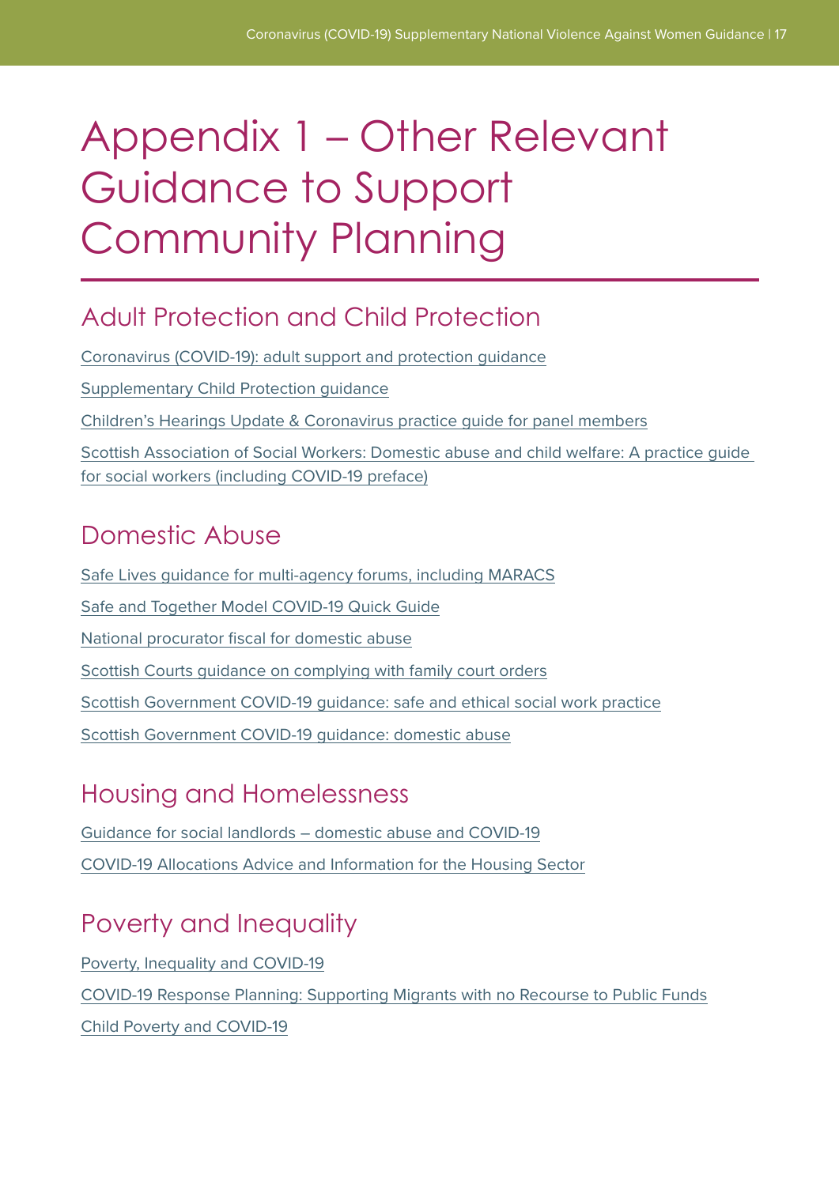# Appendix 1 – Other Relevant Guidance to Support Community Planning

## Adult Protection and Child Protection

Coronavirus (COVID-19): adult support and protection guidance

Supplementary Child Protection guidance

Children's Hearings Update & Coronavirus practice guide for panel members

Scottish Association of Social Workers: Domestic abuse and child welfare: A practice guide for social workers (including COVID-19 preface)

## Domestic Abuse

Safe Lives guidance for multi-agency forums, including MARACS

Safe and Together Model COVID-19 Quick Guide

National procurator fiscal for domestic abuse

Scottish Courts guidance on complying with family court orders

Scottish Government COVID-19 guidance: safe and ethical social work practice

Scottish Government COVID-19 guidance: domestic abuse

## Housing and Homelessness

Guidance for social landlords – domestic abuse and COVID-19

COVID-19 Allocations Advice and Information for the Housing Sector

## Poverty and Inequality

Poverty, Inequality and COVID-19

COVID-19 Response Planning: Supporting Migrants with no Recourse to Public Funds

Child Poverty and COVID-19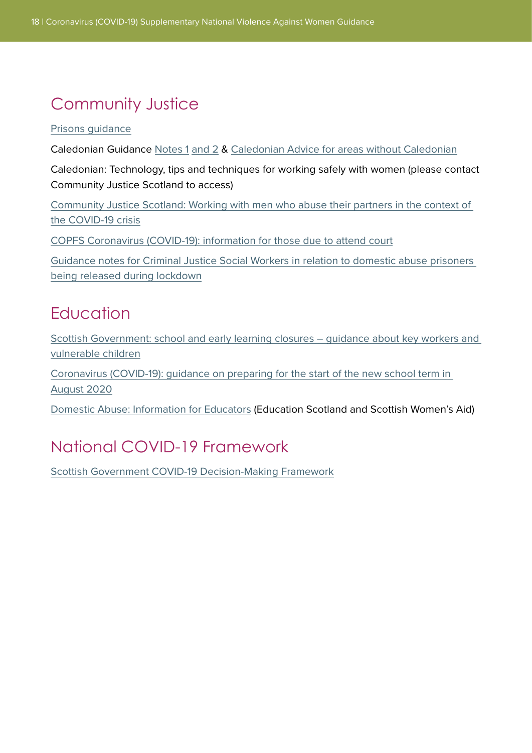## Community Justice

Prisons guidance

Caledonian Guidance Notes 1 and 2 & Caledonian Advice for areas without Caledonian

Caledonian: Technology, tips and techniques for working safely with women (please contact Community Justice Scotland to access)

Community Justice Scotland: Working with men who abuse their partners in the context of the COVID-19 crisis

COPFS Coronavirus (COVID-19): information for those due to attend court

Guidance notes for Criminal Justice Social Workers in relation to domestic abuse prisoners being released during lockdown

## Education

Scottish Government: school and early learning closures – guidance about key workers and vulnerable children

Coronavirus (COVID-19): guidance on preparing for the start of the new school term in August 2020

Domestic Abuse: Information for Educators (Education Scotland and Scottish Women's Aid)

## National COVID-19 Framework

Scottish Government COVID-19 Decision-Making Framework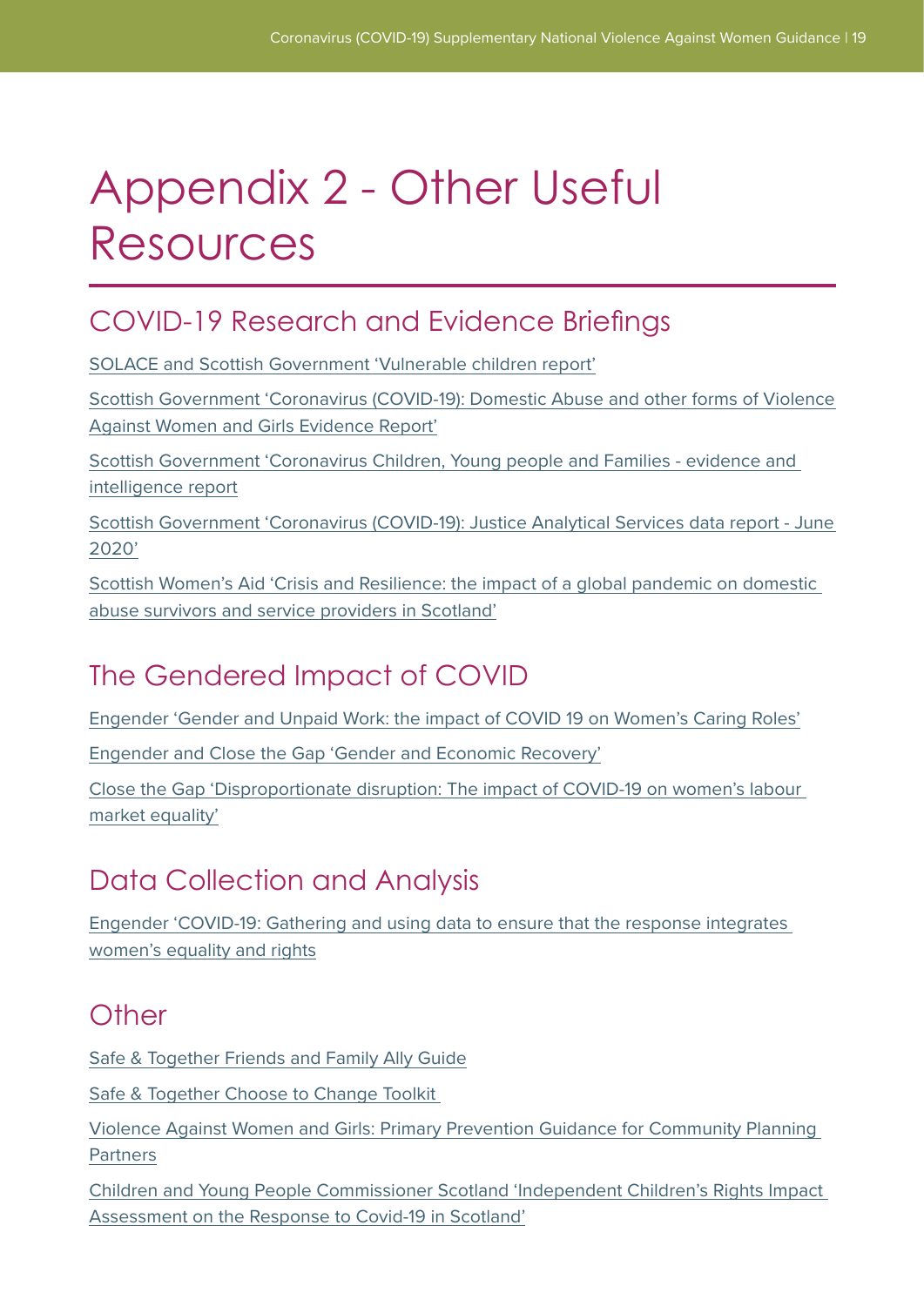# Appendix 2 - Other Useful Resources

## COVID-19 Research and Evidence Briefings

SOLACE and Scottish Government 'Vulnerable children report'

Scottish Government 'Coronavirus (COVID-19): Domestic Abuse and other forms of Violence Against Women and Girls Evidence Report'

Scottish Government 'Coronavirus Children, Young people and Families - evidence and intelligence report

Scottish Government 'Coronavirus (COVID-19): Justice Analytical Services data report - June 2020'

Scottish Women's Aid 'Crisis and Resilience: the impact of a global pandemic on domestic abuse survivors and service providers in Scotland'

## The Gendered Impact of COVID

Engender 'Gender and Unpaid Work: the impact of COVID 19 on Women's Caring Roles'

Engender and Close the Gap 'Gender and Economic Recovery'

Close the Gap 'Disproportionate disruption: The impact of COVID-19 on women's labour market equality'

## Data Collection and Analysis

Engender 'COVID-19: Gathering and using data to ensure that the response integrates women's equality and rights

## Other

Safe & Together Friends and Family Ally Guide

Safe & Together Choose to Change Toolkit

Violence Against Women and Girls: Primary Prevention Guidance for Community Planning Partners

Children and Young People Commissioner Scotland 'Independent Children's Rights Impact Assessment on the Response to Covid-19 in Scotland'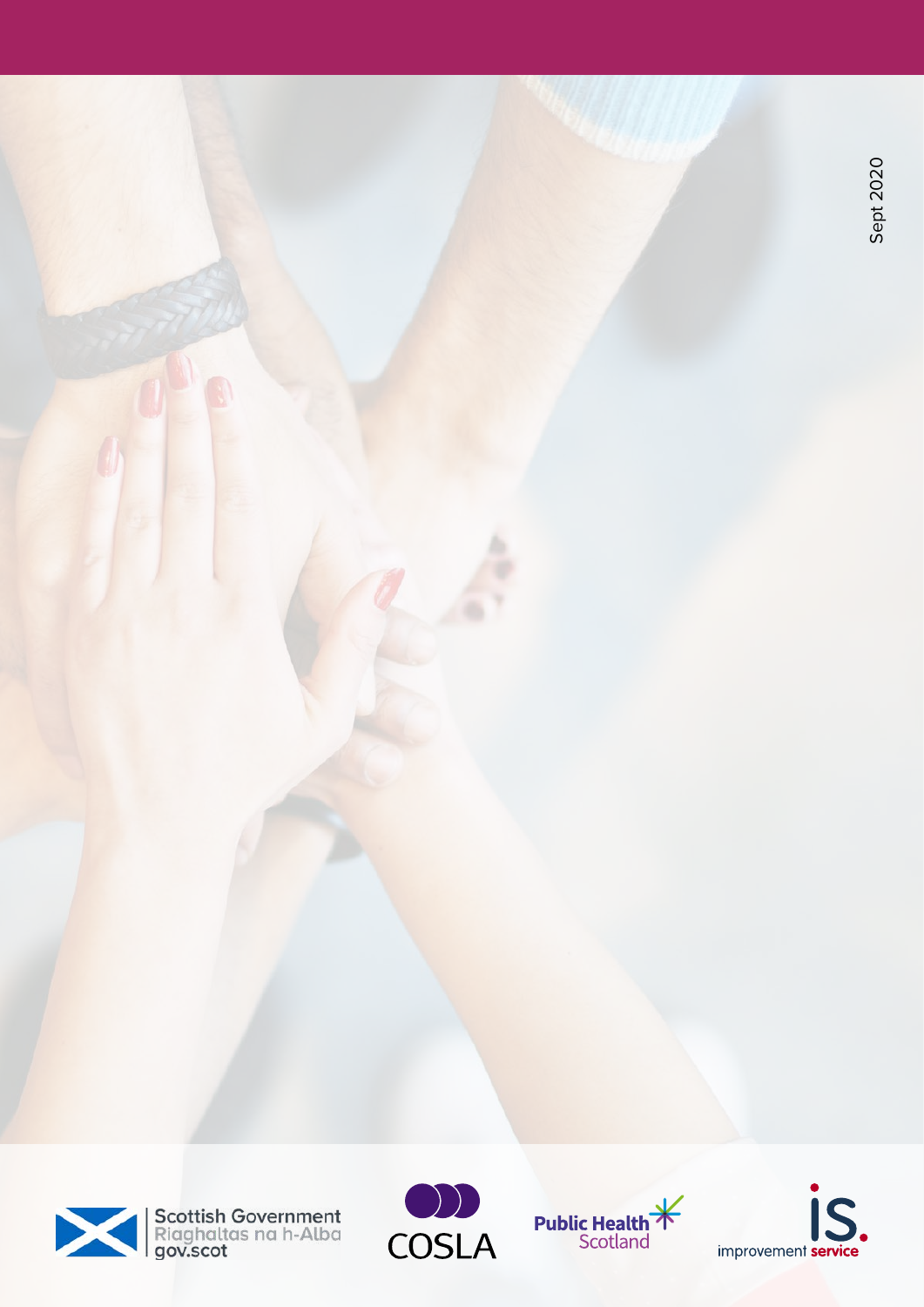Sept 2020

Scottish Government
Riaghaltas na h-Alba
gov.scot

COSLA

Public Health Scotland

improvement service